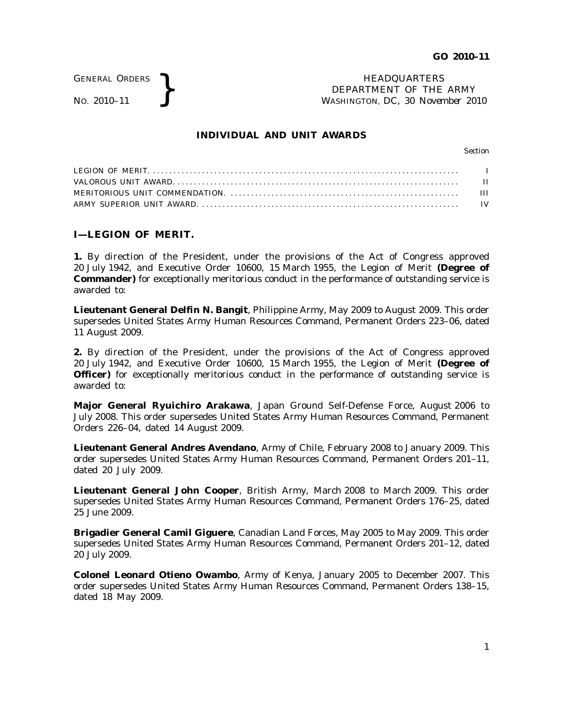GENERAL ORDERS
NO. 2010–11

HEADQUARTERS
DEPARTMENT OF THE ARMY
WASHINGTON, DC, *30 November 2010*

## INDIVIDUAL AND UNIT AWARDS

| | Section |
|---|---|
| LEGION OF MERIT. | I |
| VALOROUS UNIT AWARD. | II |
| MERITORIOUS UNIT COMMENDATION. | III |
| ARMY SUPERIOR UNIT AWARD. | IV |

### I—LEGION OF MERIT.

**1.** By direction of the President, under the provisions of the Act of Congress approved 20 July 1942, and Executive Order 10600, 15 March 1955, the Legion of Merit **(Degree of Commander)** for exceptionally meritorious conduct in the performance of outstanding service is awarded to:

**Lieutenant General Delfin N. Bangit**, Philippine Army, May 2009 to August 2009. This order supersedes United States Army Human Resources Command, Permanent Orders 223–06, dated 11 August 2009.

**2.** By direction of the President, under the provisions of the Act of Congress approved 20 July 1942, and Executive Order 10600, 15 March 1955, the Legion of Merit **(Degree of Officer)** for exceptionally meritorious conduct in the performance of outstanding service is awarded to:

**Major General Ryuichiro Arakawa**, Japan Ground Self-Defense Force, August 2006 to July 2008. This order supersedes United States Army Human Resources Command, Permanent Orders 226–04, dated 14 August 2009.

**Lieutenant General Andres Avendano**, Army of Chile, February 2008 to January 2009. This order supersedes United States Army Human Resources Command, Permanent Orders 201–11, dated 20 July 2009.

**Lieutenant General John Cooper**, British Army, March 2008 to March 2009. This order supersedes United States Army Human Resources Command, Permanent Orders 176–25, dated 25 June 2009.

**Brigadier General Camil Giguere**, Canadian Land Forces, May 2005 to May 2009. This order supersedes United States Army Human Resources Command, Permanent Orders 201–12, dated 20 July 2009.

**Colonel Leonard Otieno Owambo**, Army of Kenya, January 2005 to December 2007. This order supersedes United States Army Human Resources Command, Permanent Orders 138–15, dated 18 May 2009.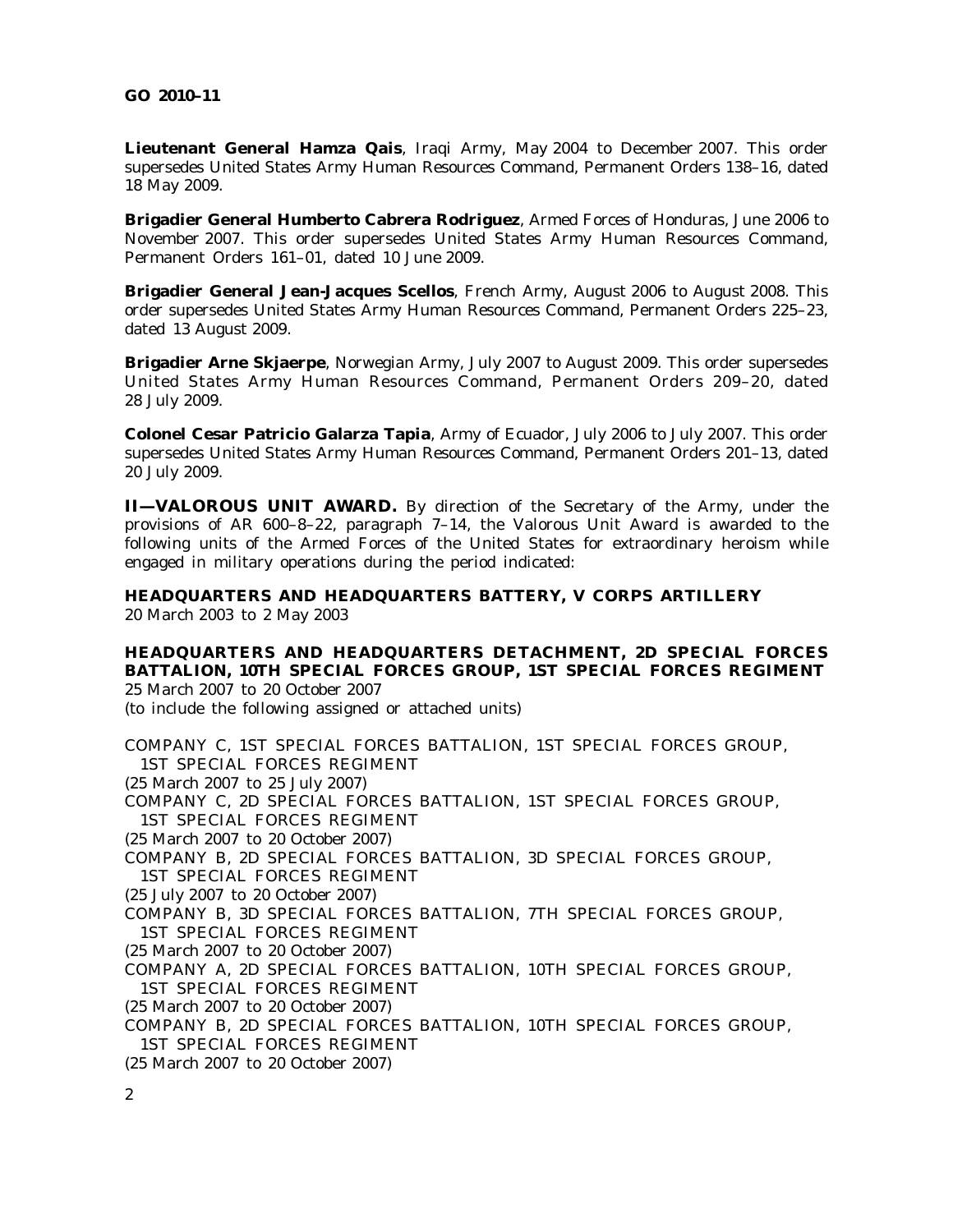**Lieutenant General Hamza Qais**, Iraqi Army, May 2004 to December 2007. This order supersedes United States Army Human Resources Command, Permanent Orders 138–16, dated 18 May 2009.

**Brigadier General Humberto Cabrera Rodriguez**, Armed Forces of Honduras, June 2006 to November 2007. This order supersedes United States Army Human Resources Command, Permanent Orders 161–01, dated 10 June 2009.

**Brigadier General Jean-Jacques Scellos**, French Army, August 2006 to August 2008. This order supersedes United States Army Human Resources Command, Permanent Orders 225–23, dated 13 August 2009.

**Brigadier Arne Skjaerpe**, Norwegian Army, July 2007 to August 2009. This order supersedes United States Army Human Resources Command, Permanent Orders 209–20, dated 28 July 2009.

**Colonel Cesar Patricio Galarza Tapia**, Army of Ecuador, July 2006 to July 2007. This order supersedes United States Army Human Resources Command, Permanent Orders 201–13, dated 20 July 2009.

**II—VALOROUS UNIT AWARD.** By direction of the Secretary of the Army, under the provisions of AR 600–8–22, paragraph 7–14, the Valorous Unit Award is awarded to the following units of the Armed Forces of the United States for extraordinary heroism while engaged in military operations during the period indicated:

**HEADQUARTERS AND HEADQUARTERS BATTERY, V CORPS ARTILLERY**
20 March 2003 to 2 May 2003

**HEADQUARTERS AND HEADQUARTERS DETACHMENT, 2D SPECIAL FORCES BATTALION, 10TH SPECIAL FORCES GROUP, 1ST SPECIAL FORCES REGIMENT**
25 March 2007 to 20 October 2007
(to include the following assigned or attached units)

COMPANY C, 1ST SPECIAL FORCES BATTALION, 1ST SPECIAL FORCES GROUP, 1ST SPECIAL FORCES REGIMENT
(25 March 2007 to 25 July 2007)
COMPANY C, 2D SPECIAL FORCES BATTALION, 1ST SPECIAL FORCES GROUP, 1ST SPECIAL FORCES REGIMENT
(25 March 2007 to 20 October 2007)
COMPANY B, 2D SPECIAL FORCES BATTALION, 3D SPECIAL FORCES GROUP, 1ST SPECIAL FORCES REGIMENT
(25 July 2007 to 20 October 2007)
COMPANY B, 3D SPECIAL FORCES BATTALION, 7TH SPECIAL FORCES GROUP, 1ST SPECIAL FORCES REGIMENT
(25 March 2007 to 20 October 2007)
COMPANY A, 2D SPECIAL FORCES BATTALION, 10TH SPECIAL FORCES GROUP, 1ST SPECIAL FORCES REGIMENT
(25 March 2007 to 20 October 2007)
COMPANY B, 2D SPECIAL FORCES BATTALION, 10TH SPECIAL FORCES GROUP, 1ST SPECIAL FORCES REGIMENT
(25 March 2007 to 20 October 2007)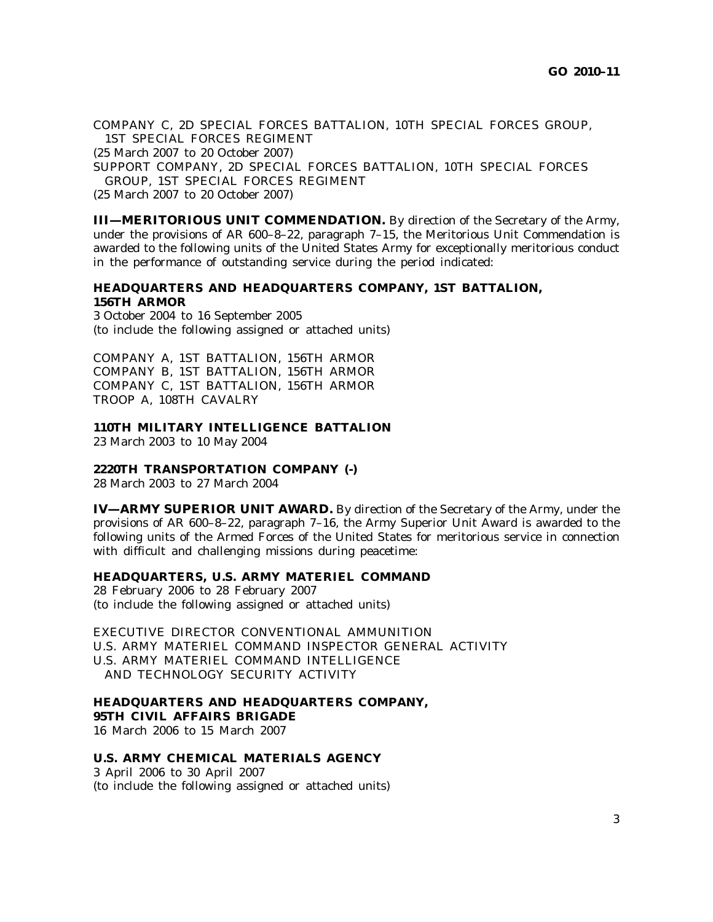COMPANY C, 2D SPECIAL FORCES BATTALION, 10TH SPECIAL FORCES GROUP, 1ST SPECIAL FORCES REGIMENT
(25 March 2007 to 20 October 2007)
SUPPORT COMPANY, 2D SPECIAL FORCES BATTALION, 10TH SPECIAL FORCES GROUP, 1ST SPECIAL FORCES REGIMENT
(25 March 2007 to 20 October 2007)

**III—MERITORIOUS UNIT COMMENDATION.** By direction of the Secretary of the Army, under the provisions of AR 600–8–22, paragraph 7–15, the Meritorious Unit Commendation is awarded to the following units of the United States Army for exceptionally meritorious conduct in the performance of outstanding service during the period indicated:

**HEADQUARTERS AND HEADQUARTERS COMPANY, 1ST BATTALION, 156TH ARMOR**
3 October 2004 to 16 September 2005
(to include the following assigned or attached units)

COMPANY A, 1ST BATTALION, 156TH ARMOR
COMPANY B, 1ST BATTALION, 156TH ARMOR
COMPANY C, 1ST BATTALION, 156TH ARMOR
TROOP A, 108TH CAVALRY

**110TH MILITARY INTELLIGENCE BATTALION**
23 March 2003 to 10 May 2004

**2220TH TRANSPORTATION COMPANY (-)**
28 March 2003 to 27 March 2004

**IV—ARMY SUPERIOR UNIT AWARD.** By direction of the Secretary of the Army, under the provisions of AR 600–8–22, paragraph 7–16, the Army Superior Unit Award is awarded to the following units of the Armed Forces of the United States for meritorious service in connection with difficult and challenging missions during peacetime:

**HEADQUARTERS, U.S. ARMY MATERIEL COMMAND**
28 February 2006 to 28 February 2007
(to include the following assigned or attached units)

EXECUTIVE DIRECTOR CONVENTIONAL AMMUNITION
U.S. ARMY MATERIEL COMMAND INSPECTOR GENERAL ACTIVITY
U.S. ARMY MATERIEL COMMAND INTELLIGENCE AND TECHNOLOGY SECURITY ACTIVITY

**HEADQUARTERS AND HEADQUARTERS COMPANY, 95TH CIVIL AFFAIRS BRIGADE**
16 March 2006 to 15 March 2007

**U.S. ARMY CHEMICAL MATERIALS AGENCY**
3 April 2006 to 30 April 2007
(to include the following assigned or attached units)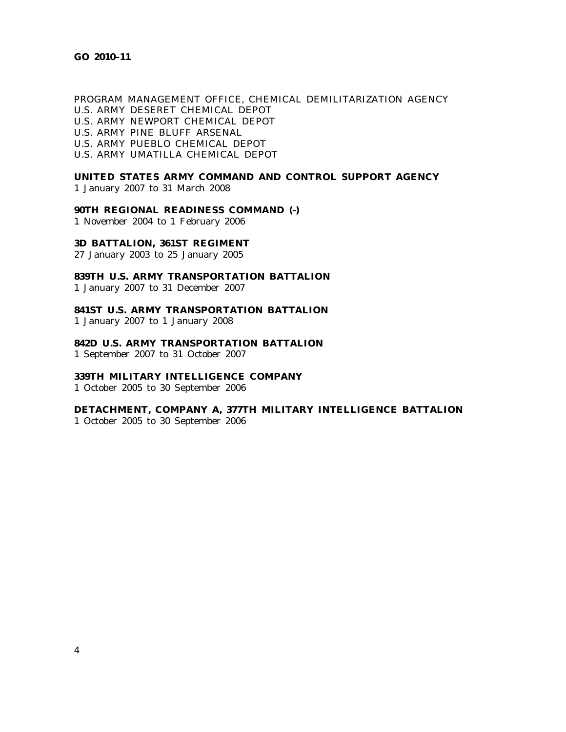PROGRAM MANAGEMENT OFFICE, CHEMICAL DEMILITARIZATION AGENCY
U.S. ARMY DESERET CHEMICAL DEPOT
U.S. ARMY NEWPORT CHEMICAL DEPOT
U.S. ARMY PINE BLUFF ARSENAL
U.S. ARMY PUEBLO CHEMICAL DEPOT
U.S. ARMY UMATILLA CHEMICAL DEPOT

**UNITED STATES ARMY COMMAND AND CONTROL SUPPORT AGENCY**
1 January 2007 to 31 March 2008

**90TH REGIONAL READINESS COMMAND (-)**
1 November 2004 to 1 February 2006

**3D BATTALION, 361ST REGIMENT**
27 January 2003 to 25 January 2005

**839TH U.S. ARMY TRANSPORTATION BATTALION**
1 January 2007 to 31 December 2007

**841ST U.S. ARMY TRANSPORTATION BATTALION**
1 January 2007 to 1 January 2008

**842D U.S. ARMY TRANSPORTATION BATTALION**
1 September 2007 to 31 October 2007

**339TH MILITARY INTELLIGENCE COMPANY**
1 October 2005 to 30 September 2006

**DETACHMENT, COMPANY A, 377TH MILITARY INTELLIGENCE BATTALION**
1 October 2005 to 30 September 2006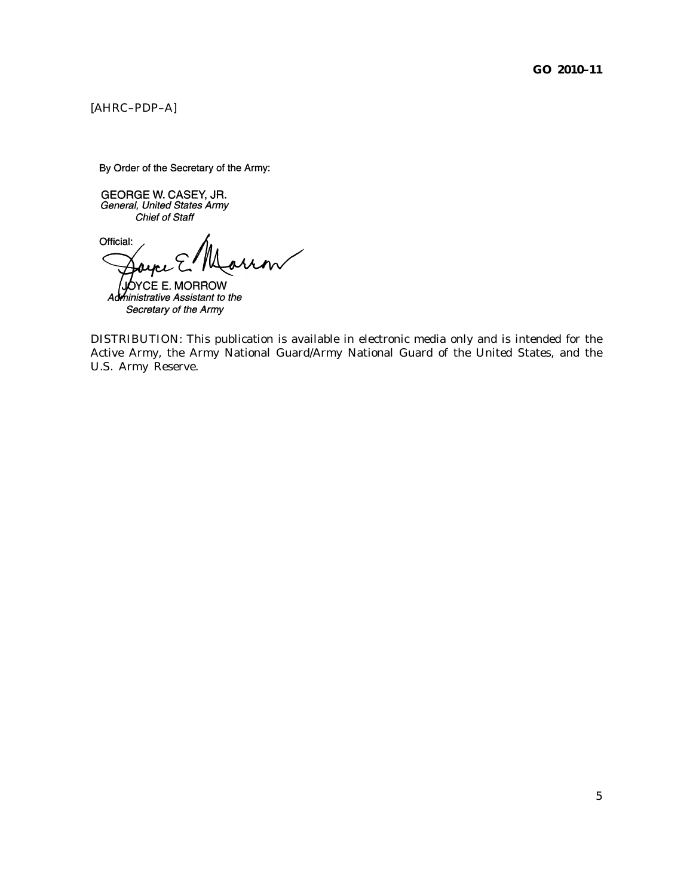[AHRC–PDP–A]

By Order of the Secretary of the Army:

GEORGE W. CASEY, JR.
*General, United States Army*
*Chief of Staff*

Official:

JOYCE E. MORROW
*Administrative Assistant to the*
*Secretary of the Army*

DISTRIBUTION: This publication is available in electronic media only and is intended for the Active Army, the Army National Guard/Army National Guard of the United States, and the U.S. Army Reserve.